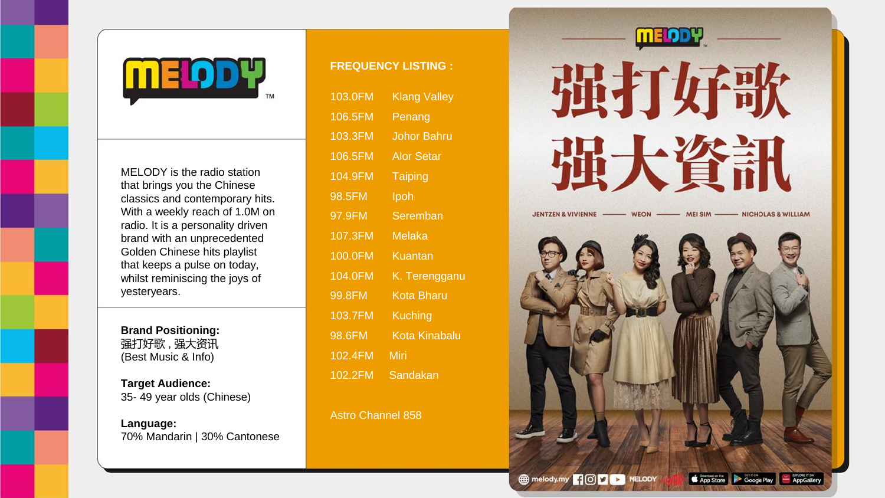MELODY

MELODY is the radio station that brings you the Chinese classics and contemporary hits. With a weekly reach of 1.0M on radio. It is a personality driven brand with an unprecedented Golden Chinese hits playlist that keeps a pulse on today, whilst reminiscing the joys of yesteryears.

**Brand Positioning:**
强打好歌，强大资讯
(Best Music & Info)

**Target Audience:**
35- 49 year olds (Chinese)

**Language:**
70% Mandarin | 30% Cantonese

**FREQUENCY LISTING :**

| | |
|---|---|
| 103.0FM | Klang Valley |
| 106.5FM | Penang |
| 103.3FM | Johor Bahru |
| 106.5FM | Alor Setar |
| 104.9FM | Taiping |
| 98.5FM | Ipoh |
| 97.9FM | Seremban |
| 107.3FM | Melaka |
| 100.0FM | Kuantan |
| 104.0FM | K. Terengganu |
| 99.8FM | Kota Bharu |
| 103.7FM | Kuching |
| 98.6FM | Kota Kinabalu |
| 102.4FM | Miri |
| 102.2FM | Sandakan |

Astro Channel 858

MELODY

强打好歌
强大資訊

JENTZEN & VIVIENNE — WEON — MEI SIM — NICHOLAS & WILLIAM

melody.my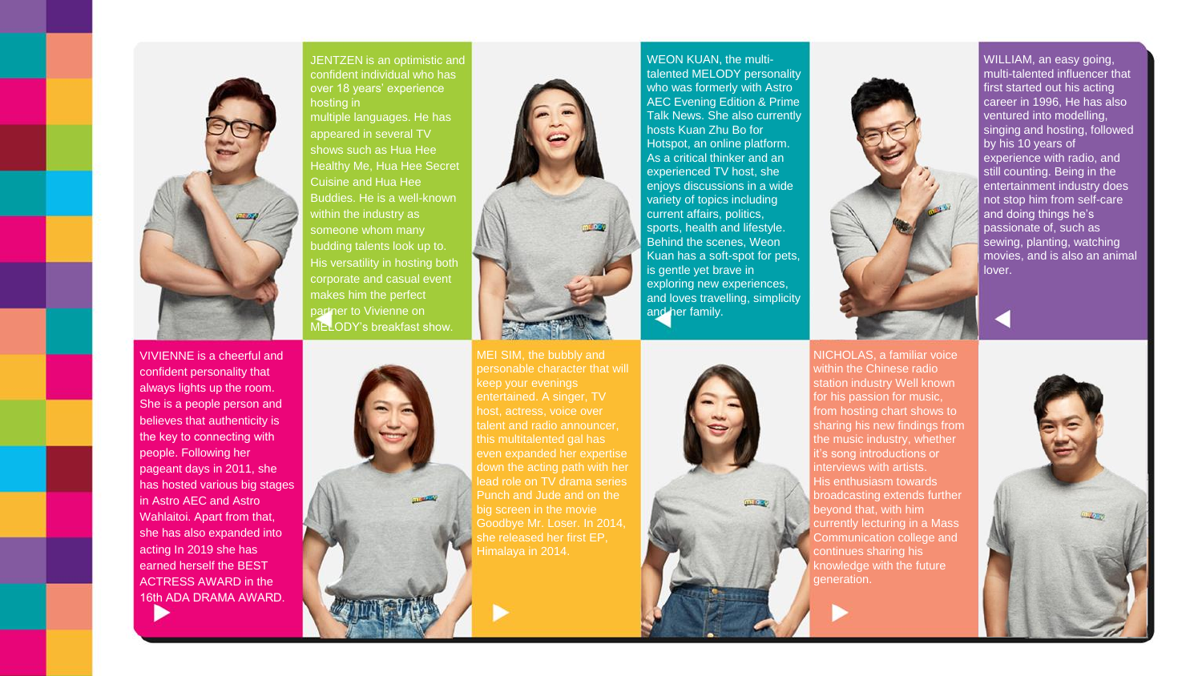JENTZEN is an optimistic and confident individual who has over 18 years' experience hosting in multiple languages. He has appeared in several TV shows such as Hua Hee Healthy Me, Hua Hee Secret Cuisine and Hua Hee Buddies. He is a well-known within the industry as someone whom many budding talents look up to. His versatility in hosting both corporate and casual event makes him the perfect partner to Vivienne on MELODY's breakfast show.

WEON KUAN, the multi-talented MELODY personality who was formerly with Astro AEC Evening Edition & Prime Talk News. She also currently hosts Kuan Zhu Bo for Hotspot, an online platform. As a critical thinker and an experienced TV host, she enjoys discussions in a wide variety of topics including current affairs, politics, sports, health and lifestyle. Behind the scenes, Weon Kuan has a soft-spot for pets, is gentle yet brave in exploring new experiences, and loves travelling, simplicity and her family.

WILLIAM, an easy going, multi-talented influencer that first started out his acting career in 1996, He has also ventured into modelling, singing and hosting, followed by his 10 years of experience with radio, and still counting. Being in the entertainment industry does not stop him from self-care and doing things he's passionate of, such as sewing, planting, watching movies, and is also an animal lover.

VIVIENNE is a cheerful and confident personality that always lights up the room. She is a people person and believes that authenticity is the key to connecting with people. Following her pageant days in 2011, she has hosted various big stages in Astro AEC and Astro Wahlaitoi. Apart from that, she has also expanded into acting In 2019 she has earned herself the BEST ACTRESS AWARD in the 16th ADA DRAMA AWARD.

MEI SIM, the bubbly and personable character that will keep your evenings entertained. A singer, TV host, actress, voice over talent and radio announcer, this multitalented gal has even expanded her expertise down the acting path with her lead role on TV drama series Punch and Jude and on the big screen in the movie Goodbye Mr. Loser. In 2014, she released her first EP, Himalaya in 2014.

NICHOLAS, a familiar voice within the Chinese radio station industry Well known for his passion for music, from hosting chart shows to sharing his new findings from the music industry, whether it's song introductions or interviews with artists. His enthusiasm towards broadcasting extends further beyond that, with him currently lecturing in a Mass Communication college and continues sharing his knowledge with the future generation.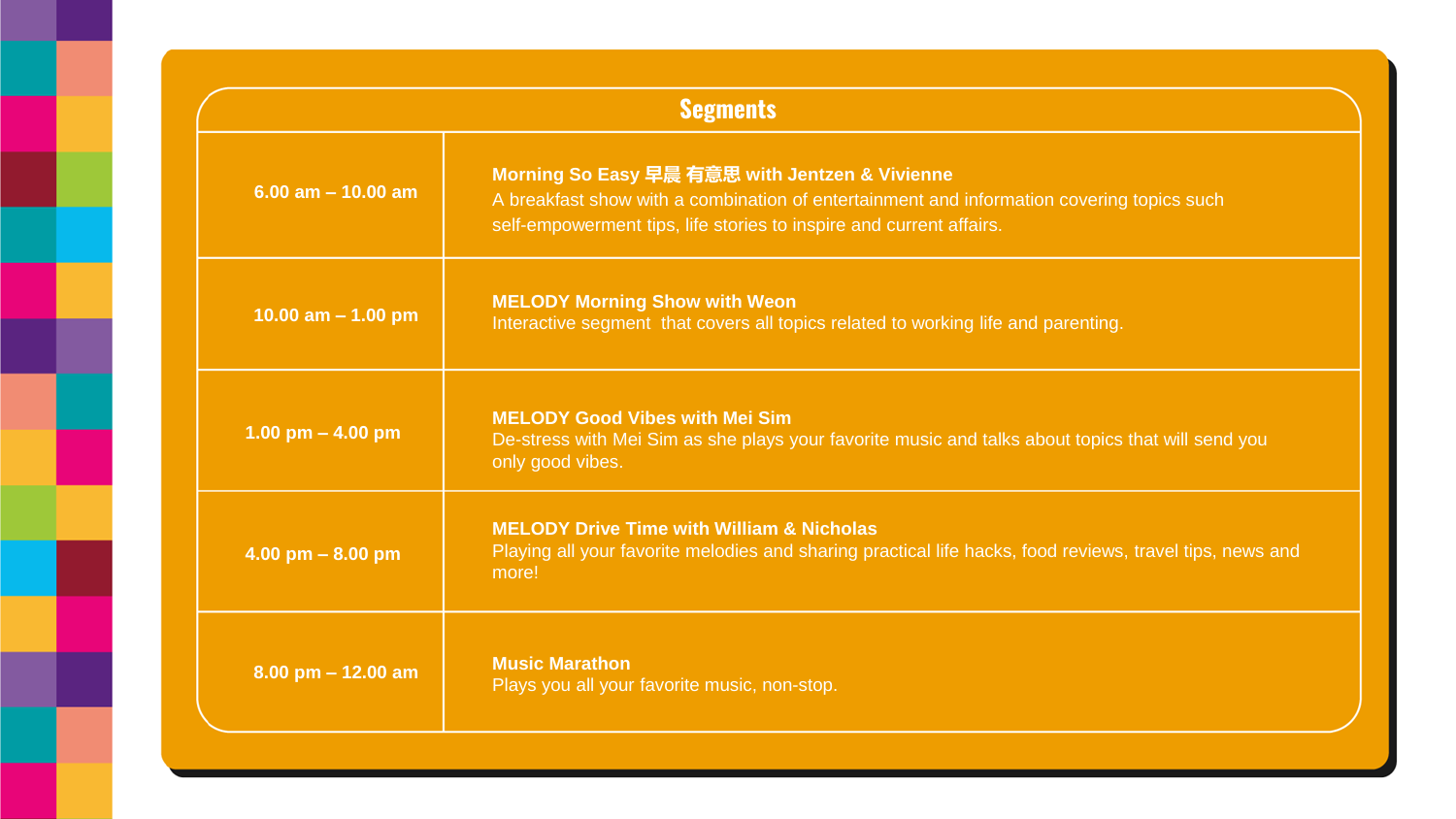## Segments

| | |
|---|---|
| 6.00 am – 10.00 am | **Morning So Easy 早晨 有意思 with Jentzen & Vivienne**<br>A breakfast show with a combination of entertainment and information covering topics such self-empowerment tips, life stories to inspire and current affairs. |
| 10.00 am – 1.00 pm | **MELODY Morning Show with Weon**<br>Interactive segment that covers all topics related to working life and parenting. |
| 1.00 pm – 4.00 pm | **MELODY Good Vibes with Mei Sim**<br>De-stress with Mei Sim as she plays your favorite music and talks about topics that will send you only good vibes. |
| 4.00 pm – 8.00 pm | **MELODY Drive Time with William & Nicholas**<br>Playing all your favorite melodies and sharing practical life hacks, food reviews, travel tips, news and more! |
| 8.00 pm – 12.00 am | **Music Marathon**<br>Plays you all your favorite music, non-stop. |